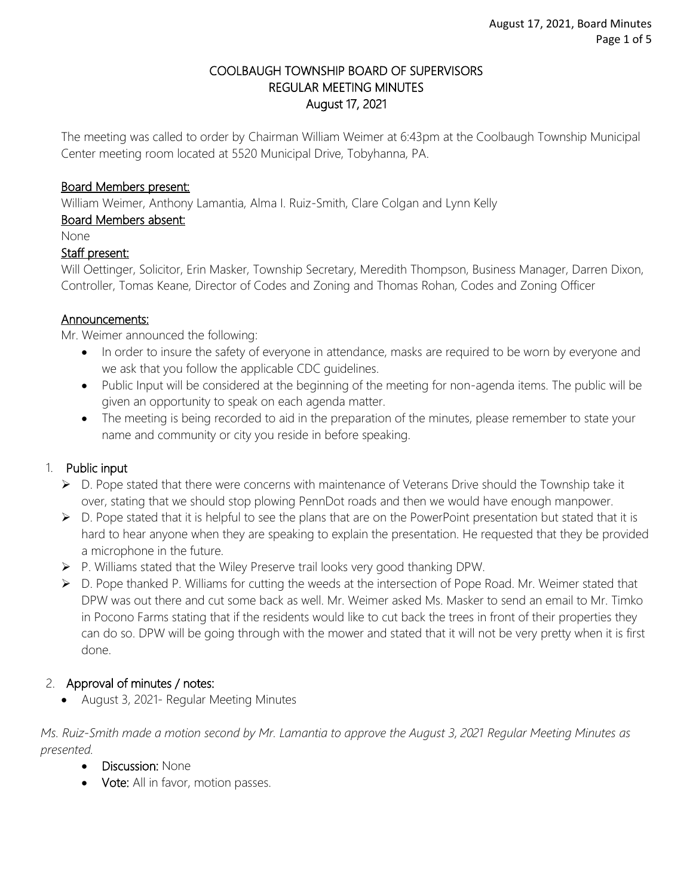# COOLBAUGH TOWNSHIP BOARD OF SUPERVISORS
## REGULAR MEETING MINUTES
## August 17, 2021

The meeting was called to order by Chairman William Weimer at 6:43pm at the Coolbaugh Township Municipal Center meeting room located at 5520 Municipal Drive, Tobyhanna, PA.

**Board Members present:**
William Weimer, Anthony Lamantia, Alma I. Ruiz-Smith, Clare Colgan and Lynn Kelly

**Board Members absent:**
None

**Staff present:**
Will Oettinger, Solicitor, Erin Masker, Township Secretary, Meredith Thompson, Business Manager, Darren Dixon, Controller, Tomas Keane, Director of Codes and Zoning and Thomas Rohan, Codes and Zoning Officer

**Announcements:**
Mr. Weimer announced the following:

- In order to insure the safety of everyone in attendance, masks are required to be worn by everyone and we ask that you follow the applicable CDC guidelines.
- Public Input will be considered at the beginning of the meeting for non-agenda items. The public will be given an opportunity to speak on each agenda matter.
- The meeting is being recorded to aid in the preparation of the minutes, please remember to state your name and community or city you reside in before speaking.

1. **Public input**
   - D. Pope stated that there were concerns with maintenance of Veterans Drive should the Township take it over, stating that we should stop plowing PennDot roads and then we would have enough manpower.
   - D. Pope stated that it is helpful to see the plans that are on the PowerPoint presentation but stated that it is hard to hear anyone when they are speaking to explain the presentation. He requested that they be provided a microphone in the future.
   - P. Williams stated that the Wiley Preserve trail looks very good thanking DPW.
   - D. Pope thanked P. Williams for cutting the weeds at the intersection of Pope Road. Mr. Weimer stated that DPW was out there and cut some back as well. Mr. Weimer asked Ms. Masker to send an email to Mr. Timko in Pocono Farms stating that if the residents would like to cut back the trees in front of their properties they can do so. DPW will be going through with the mower and stated that it will not be very pretty when it is first done.

2. **Approval of minutes / notes:**
   - August 3, 2021- Regular Meeting Minutes

*Ms. Ruiz-Smith made a motion second by Mr. Lamantia to approve the August 3, 2021 Regular Meeting Minutes as presented.*

- **Discussion:** None
- **Vote:** All in favor, motion passes.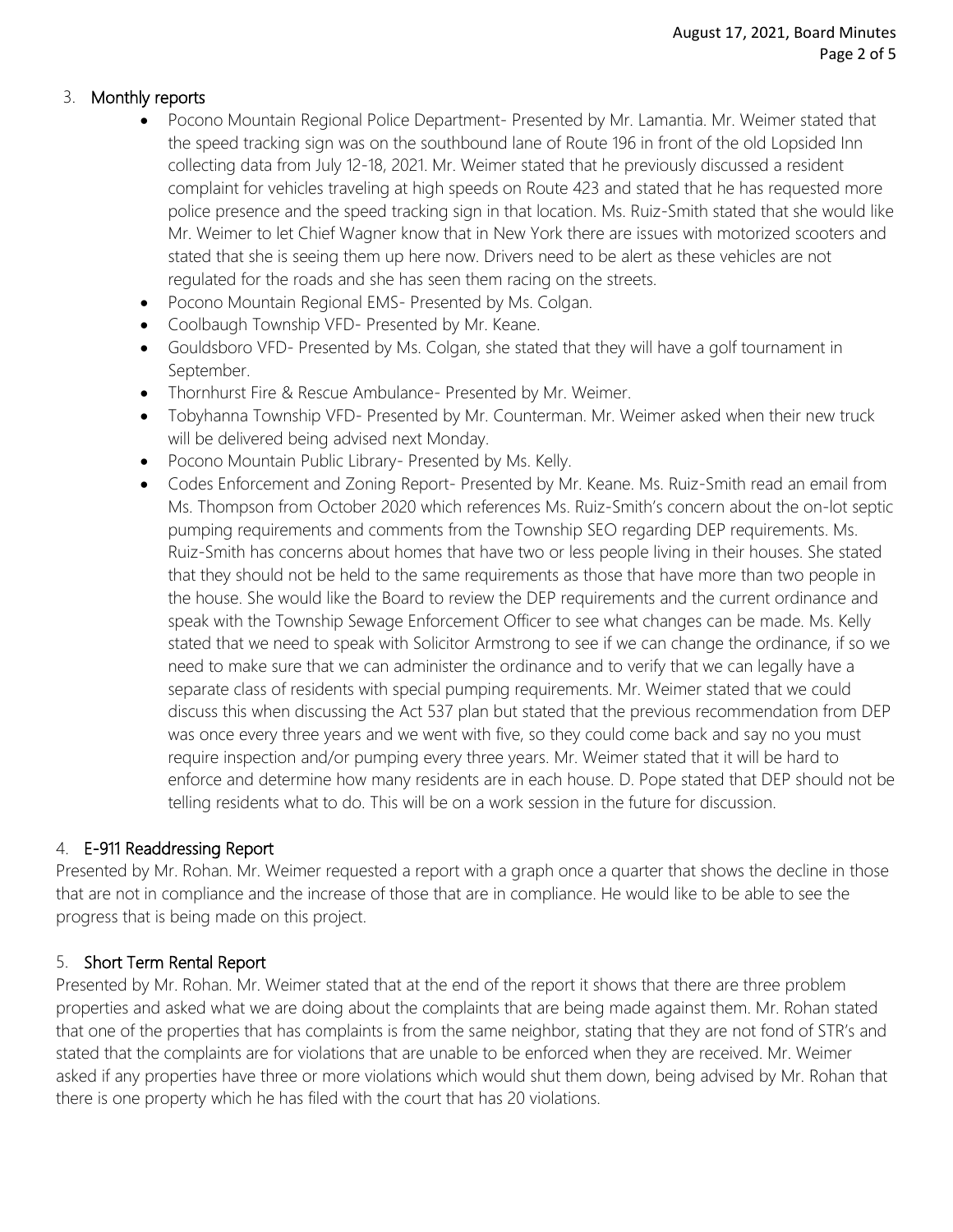## 3. Monthly reports

- Pocono Mountain Regional Police Department- Presented by Mr. Lamantia. Mr. Weimer stated that the speed tracking sign was on the southbound lane of Route 196 in front of the old Lopsided Inn collecting data from July 12-18, 2021. Mr. Weimer stated that he previously discussed a resident complaint for vehicles traveling at high speeds on Route 423 and stated that he has requested more police presence and the speed tracking sign in that location. Ms. Ruiz-Smith stated that she would like Mr. Weimer to let Chief Wagner know that in New York there are issues with motorized scooters and stated that she is seeing them up here now. Drivers need to be alert as these vehicles are not regulated for the roads and she has seen them racing on the streets.
- Pocono Mountain Regional EMS- Presented by Ms. Colgan.
- Coolbaugh Township VFD- Presented by Mr. Keane.
- Gouldsboro VFD- Presented by Ms. Colgan, she stated that they will have a golf tournament in September.
- Thornhurst Fire & Rescue Ambulance- Presented by Mr. Weimer.
- Tobyhanna Township VFD- Presented by Mr. Counterman. Mr. Weimer asked when their new truck will be delivered being advised next Monday.
- Pocono Mountain Public Library- Presented by Ms. Kelly.
- Codes Enforcement and Zoning Report- Presented by Mr. Keane. Ms. Ruiz-Smith read an email from Ms. Thompson from October 2020 which references Ms. Ruiz-Smith's concern about the on-lot septic pumping requirements and comments from the Township SEO regarding DEP requirements. Ms. Ruiz-Smith has concerns about homes that have two or less people living in their houses. She stated that they should not be held to the same requirements as those that have more than two people in the house. She would like the Board to review the DEP requirements and the current ordinance and speak with the Township Sewage Enforcement Officer to see what changes can be made. Ms. Kelly stated that we need to speak with Solicitor Armstrong to see if we can change the ordinance, if so we need to make sure that we can administer the ordinance and to verify that we can legally have a separate class of residents with special pumping requirements. Mr. Weimer stated that we could discuss this when discussing the Act 537 plan but stated that the previous recommendation from DEP was once every three years and we went with five, so they could come back and say no you must require inspection and/or pumping every three years. Mr. Weimer stated that it will be hard to enforce and determine how many residents are in each house. D. Pope stated that DEP should not be telling residents what to do. This will be on a work session in the future for discussion.

## 4. E-911 Readdressing Report

Presented by Mr. Rohan. Mr. Weimer requested a report with a graph once a quarter that shows the decline in those that are not in compliance and the increase of those that are in compliance. He would like to be able to see the progress that is being made on this project.

## 5. Short Term Rental Report

Presented by Mr. Rohan. Mr. Weimer stated that at the end of the report it shows that there are three problem properties and asked what we are doing about the complaints that are being made against them. Mr. Rohan stated that one of the properties that has complaints is from the same neighbor, stating that they are not fond of STR's and stated that the complaints are for violations that are unable to be enforced when they are received. Mr. Weimer asked if any properties have three or more violations which would shut them down, being advised by Mr. Rohan that there is one property which he has filed with the court that has 20 violations.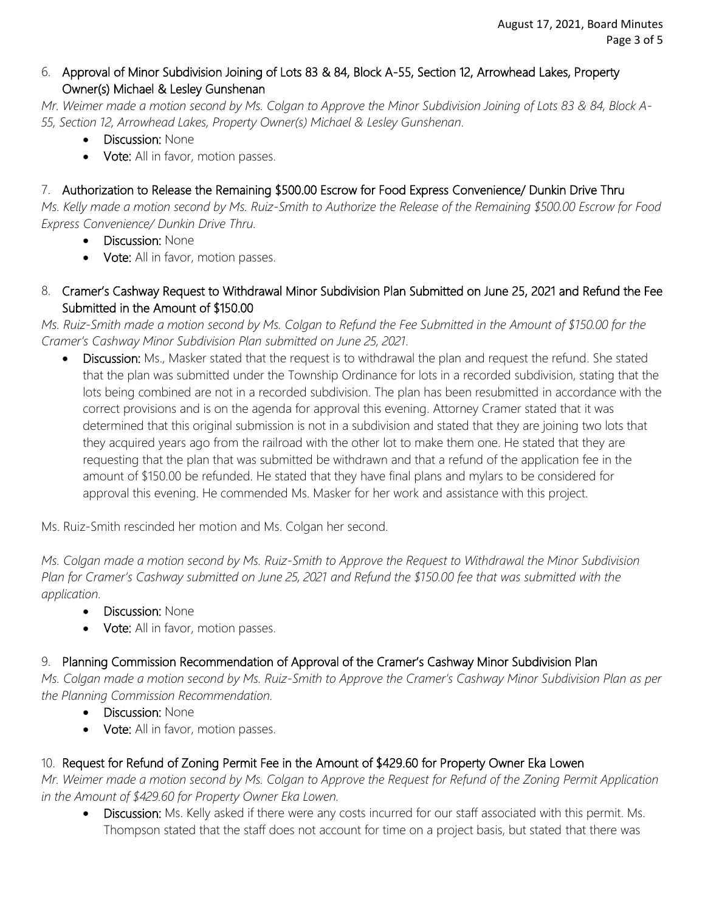6. **Approval of Minor Subdivision Joining of Lots 83 & 84, Block A-55, Section 12, Arrowhead Lakes, Property Owner(s) Michael & Lesley Gunshenan**

*Mr. Weimer made a motion second by Ms. Colgan to Approve the Minor Subdivision Joining of Lots 83 & 84, Block A-55, Section 12, Arrowhead Lakes, Property Owner(s) Michael & Lesley Gunshenan.*

- **Discussion:** None
- **Vote:** All in favor, motion passes.

7. **Authorization to Release the Remaining $500.00 Escrow for Food Express Convenience/ Dunkin Drive Thru**

*Ms. Kelly made a motion second by Ms. Ruiz-Smith to Authorize the Release of the Remaining $500.00 Escrow for Food Express Convenience/ Dunkin Drive Thru.*

- **Discussion:** None
- **Vote:** All in favor, motion passes.

8. **Cramer's Cashway Request to Withdrawal Minor Subdivision Plan Submitted on June 25, 2021 and Refund the Fee Submitted in the Amount of $150.00**

*Ms. Ruiz-Smith made a motion second by Ms. Colgan to Refund the Fee Submitted in the Amount of $150.00 for the Cramer's Cashway Minor Subdivision Plan submitted on June 25, 2021.*

- **Discussion:** Ms., Masker stated that the request is to withdrawal the plan and request the refund. She stated that the plan was submitted under the Township Ordinance for lots in a recorded subdivision, stating that the lots being combined are not in a recorded subdivision. The plan has been resubmitted in accordance with the correct provisions and is on the agenda for approval this evening. Attorney Cramer stated that it was determined that this original submission is not in a subdivision and stated that they are joining two lots that they acquired years ago from the railroad with the other lot to make them one. He stated that they are requesting that the plan that was submitted be withdrawn and that a refund of the application fee in the amount of $150.00 be refunded. He stated that they have final plans and mylars to be considered for approval this evening. He commended Ms. Masker for her work and assistance with this project.

Ms. Ruiz-Smith rescinded her motion and Ms. Colgan her second.

*Ms. Colgan made a motion second by Ms. Ruiz-Smith to Approve the Request to Withdrawal the Minor Subdivision Plan for Cramer's Cashway submitted on June 25, 2021 and Refund the $150.00 fee that was submitted with the application.*

- **Discussion:** None
- **Vote:** All in favor, motion passes.

9. **Planning Commission Recommendation of Approval of the Cramer's Cashway Minor Subdivision Plan**

*Ms. Colgan made a motion second by Ms. Ruiz-Smith to Approve the Cramer's Cashway Minor Subdivision Plan as per the Planning Commission Recommendation.*

- **Discussion:** None
- **Vote:** All in favor, motion passes.

10. **Request for Refund of Zoning Permit Fee in the Amount of $429.60 for Property Owner Eka Lowen**

*Mr. Weimer made a motion second by Ms. Colgan to Approve the Request for Refund of the Zoning Permit Application in the Amount of $429.60 for Property Owner Eka Lowen.*

- **Discussion:** Ms. Kelly asked if there were any costs incurred for our staff associated with this permit. Ms. Thompson stated that the staff does not account for time on a project basis, but stated that there was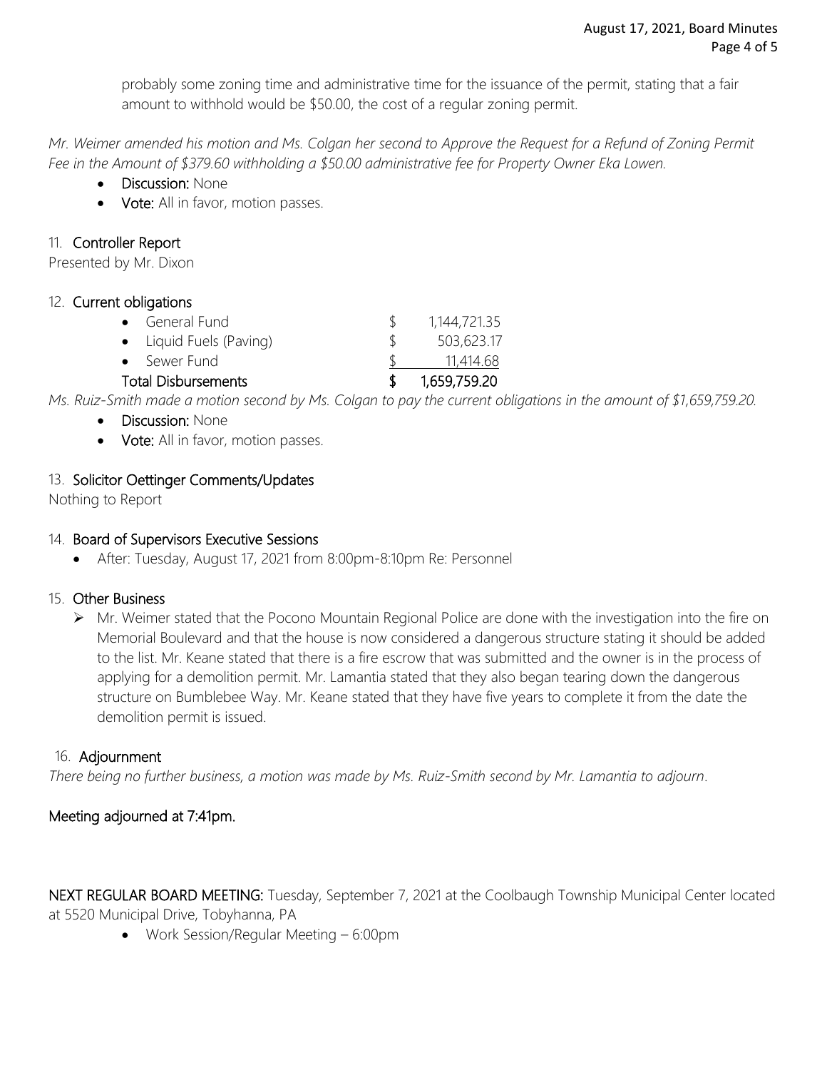probably some zoning time and administrative time for the issuance of the permit, stating that a fair amount to withhold would be $50.00, the cost of a regular zoning permit.

*Mr. Weimer amended his motion and Ms. Colgan her second to Approve the Request for a Refund of Zoning Permit Fee in the Amount of $379.60 withholding a $50.00 administrative fee for Property Owner Eka Lowen.*

- **Discussion:** None
- **Vote:** All in favor, motion passes.

11. **Controller Report**

Presented by Mr. Dixon

12. **Current obligations**

| | | |
|---|---|---|
| • General Fund | $ | 1,144,721.35 |
| • Liquid Fuels (Paving) | $ | 503,623.17 |
| • Sewer Fund | $ | 11,414.68 |
| **Total Disbursements** | **$** | **1,659,759.20** |

*Ms. Ruiz-Smith made a motion second by Ms. Colgan to pay the current obligations in the amount of $1,659,759.20.*

- **Discussion:** None
- **Vote:** All in favor, motion passes.

13. **Solicitor Oettinger Comments/Updates**

Nothing to Report

14. **Board of Supervisors Executive Sessions**

- After: Tuesday, August 17, 2021 from 8:00pm-8:10pm Re: Personnel

15. **Other Business**

- Mr. Weimer stated that the Pocono Mountain Regional Police are done with the investigation into the fire on Memorial Boulevard and that the house is now considered a dangerous structure stating it should be added to the list. Mr. Keane stated that there is a fire escrow that was submitted and the owner is in the process of applying for a demolition permit. Mr. Lamantia stated that they also began tearing down the dangerous structure on Bumblebee Way. Mr. Keane stated that they have five years to complete it from the date the demolition permit is issued.

16. **Adjournment**

*There being no further business, a motion was made by Ms. Ruiz-Smith second by Mr. Lamantia to adjourn.*

**Meeting adjourned at 7:41pm.**

**NEXT REGULAR BOARD MEETING:** Tuesday, September 7, 2021 at the Coolbaugh Township Municipal Center located at 5520 Municipal Drive, Tobyhanna, PA

- Work Session/Regular Meeting – 6:00pm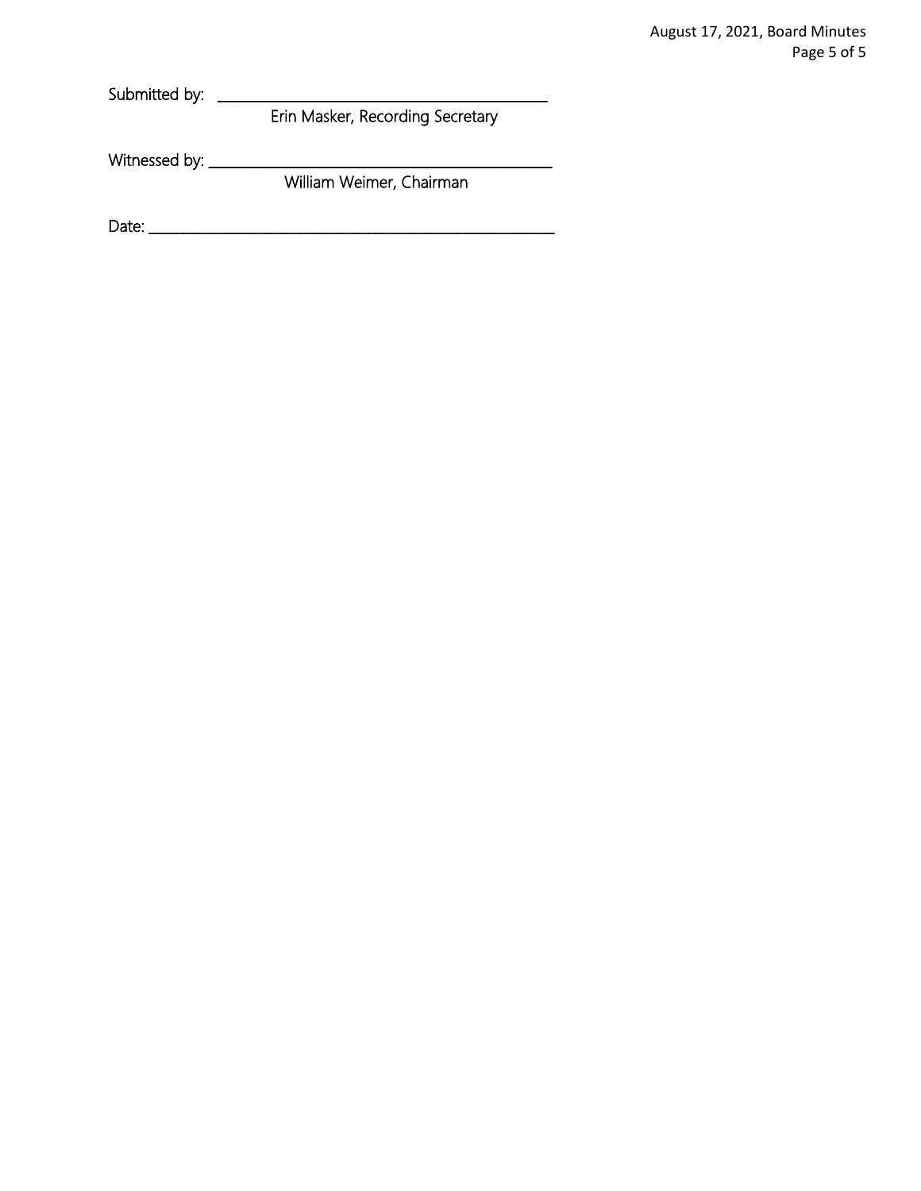Submitted by: ________________________________________
Erin Masker, Recording Secretary

Witnessed by: ________________________________________
William Weimer, Chairman

Date: ________________________________________________